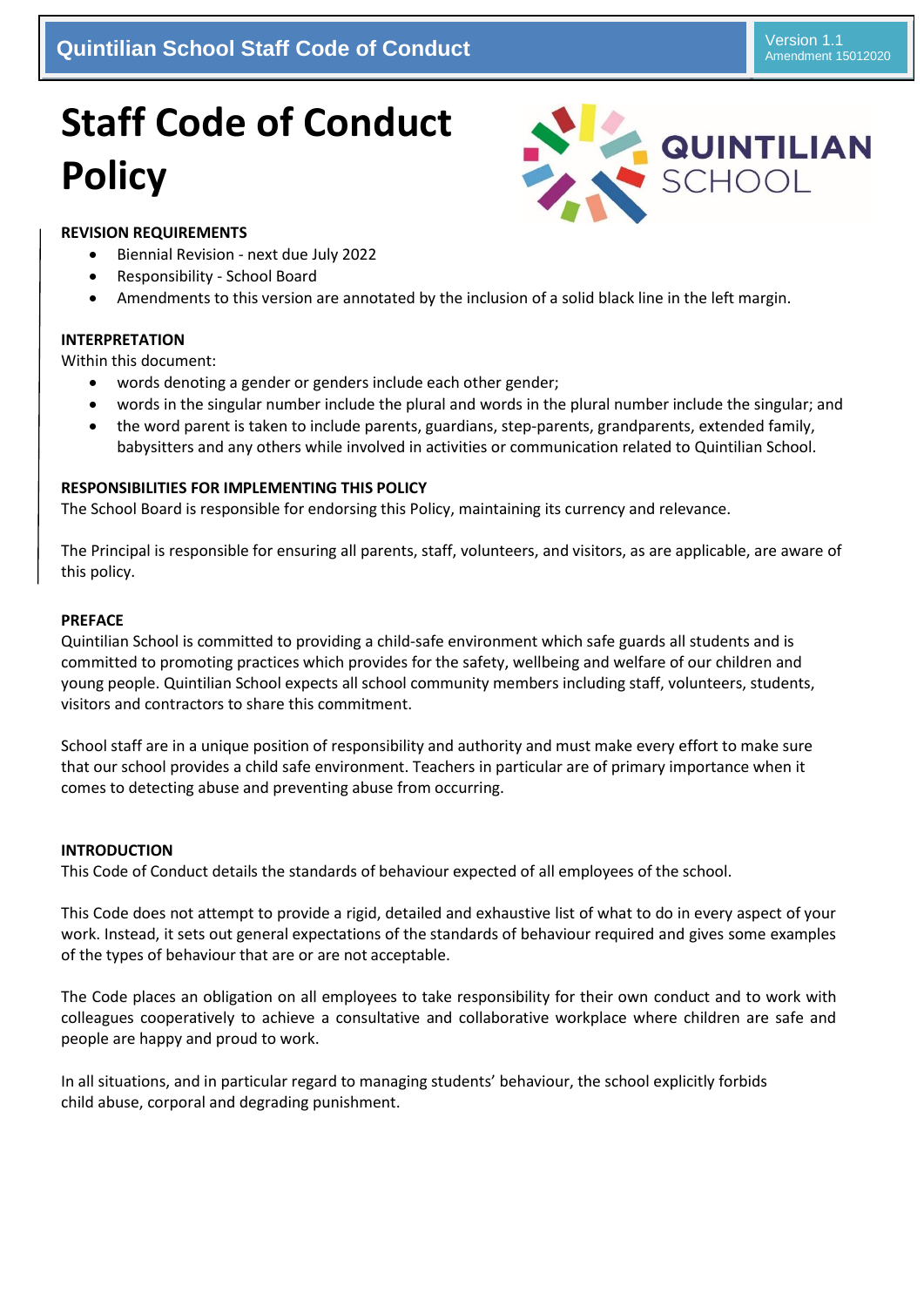# Staff Code of Conduct Policy

**REVISION REQUIREMENTS**

- Biennial Revision - next due July 2022
- Responsibility - School Board
- Amendments to this version are annotated by the inclusion of a solid black line in the left margin.

**INTERPRETATION**

Within this document:

- words denoting a gender or genders include each other gender;
- words in the singular number include the plural and words in the plural number include the singular; and
- the word parent is taken to include parents, guardians, step-parents, grandparents, extended family, babysitters and any others while involved in activities or communication related to Quintilian School.

**RESPONSIBILITIES FOR IMPLEMENTING THIS POLICY**

The School Board is responsible for endorsing this Policy, maintaining its currency and relevance.

The Principal is responsible for ensuring all parents, staff, volunteers, and visitors, as are applicable, are aware of this policy.

**PREFACE**

Quintilian School is committed to providing a child-safe environment which safe guards all students and is committed to promoting practices which provides for the safety, wellbeing and welfare of our children and young people. Quintilian School expects all school community members including staff, volunteers, students, visitors and contractors to share this commitment.

School staff are in a unique position of responsibility and authority and must make every effort to make sure that our school provides a child safe environment. Teachers in particular are of primary importance when it comes to detecting abuse and preventing abuse from occurring.

**INTRODUCTION**

This Code of Conduct details the standards of behaviour expected of all employees of the school.

This Code does not attempt to provide a rigid, detailed and exhaustive list of what to do in every aspect of your work. Instead, it sets out general expectations of the standards of behaviour required and gives some examples of the types of behaviour that are or are not acceptable.

The Code places an obligation on all employees to take responsibility for their own conduct and to work with colleagues cooperatively to achieve a consultative and collaborative workplace where children are safe and people are happy and proud to work.

In all situations, and in particular regard to managing students' behaviour, the school explicitly forbids child abuse, corporal and degrading punishment.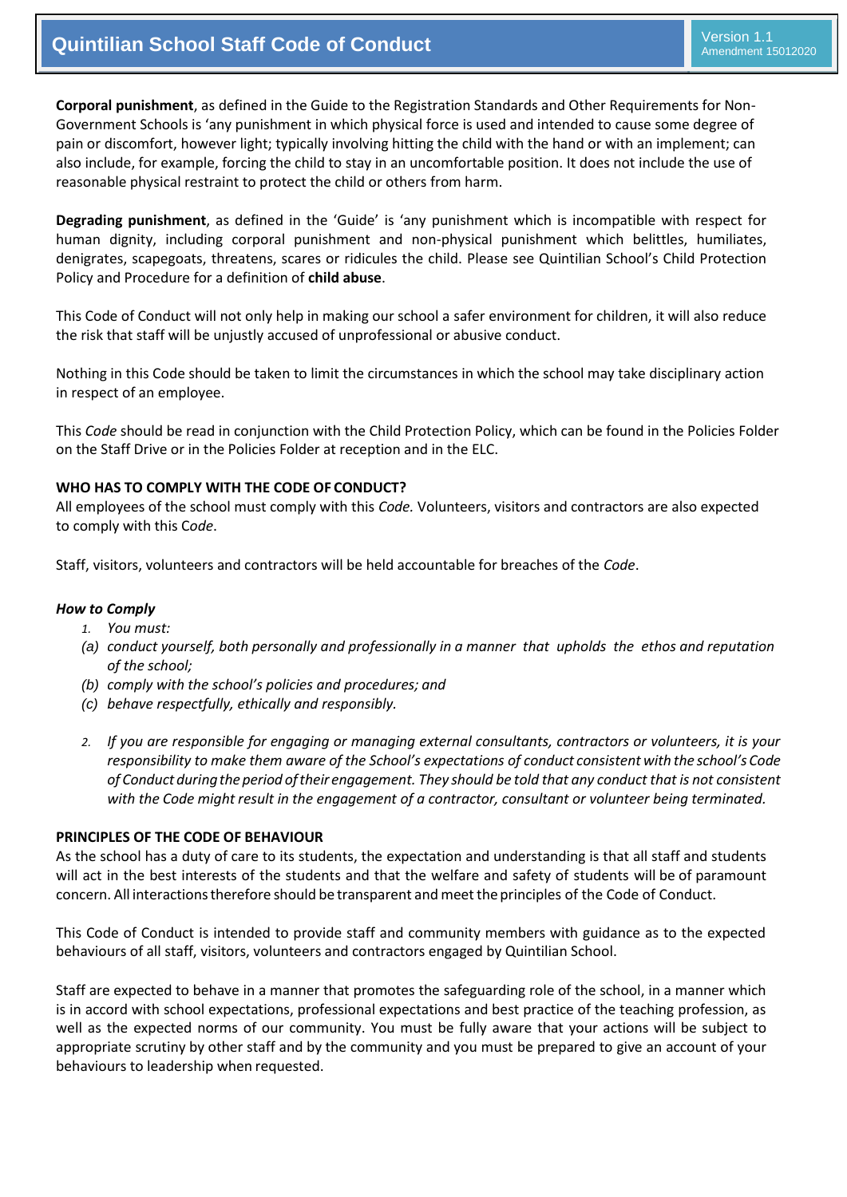**Corporal punishment**, as defined in the Guide to the Registration Standards and Other Requirements for Non-Government Schools is 'any punishment in which physical force is used and intended to cause some degree of pain or discomfort, however light; typically involving hitting the child with the hand or with an implement; can also include, for example, forcing the child to stay in an uncomfortable position. It does not include the use of reasonable physical restraint to protect the child or others from harm.

**Degrading punishment**, as defined in the 'Guide' is 'any punishment which is incompatible with respect for human dignity, including corporal punishment and non-physical punishment which belittles, humiliates, denigrates, scapegoats, threatens, scares or ridicules the child. Please see Quintilian School's Child Protection Policy and Procedure for a definition of **child abuse**.

This Code of Conduct will not only help in making our school a safer environment for children, it will also reduce the risk that staff will be unjustly accused of unprofessional or abusive conduct.

Nothing in this Code should be taken to limit the circumstances in which the school may take disciplinary action in respect of an employee.

This *Code* should be read in conjunction with the Child Protection Policy, which can be found in the Policies Folder on the Staff Drive or in the Policies Folder at reception and in the ELC.

**WHO HAS TO COMPLY WITH THE CODE OF CONDUCT?**

All employees of the school must comply with this *Code.* Volunteers, visitors and contractors are also expected to comply with this C*ode*.

Staff, visitors, volunteers and contractors will be held accountable for breaches of the *Code*.

***How to Comply***

1. *You must:*

   (a) *conduct yourself, both personally and professionally in a manner that upholds the ethos and reputation of the school;*

   (b) *comply with the school's policies and procedures; and*

   (c) *behave respectfully, ethically and responsibly.*

2. *If you are responsible for engaging or managing external consultants, contractors or volunteers, it is your responsibility to make them aware of the School's expectations of conduct consistent with the school's Code of Conduct during the period of their engagement. They should be told that any conduct that is not consistent with the Code might result in the engagement of a contractor, consultant or volunteer being terminated.*

**PRINCIPLES OF THE CODE OF BEHAVIOUR**

As the school has a duty of care to its students, the expectation and understanding is that all staff and students will act in the best interests of the students and that the welfare and safety of students will be of paramount concern. All interactions therefore should be transparent and meet the principles of the Code of Conduct.

This Code of Conduct is intended to provide staff and community members with guidance as to the expected behaviours of all staff, visitors, volunteers and contractors engaged by Quintilian School.

Staff are expected to behave in a manner that promotes the safeguarding role of the school, in a manner which is in accord with school expectations, professional expectations and best practice of the teaching profession, as well as the expected norms of our community. You must be fully aware that your actions will be subject to appropriate scrutiny by other staff and by the community and you must be prepared to give an account of your behaviours to leadership when requested.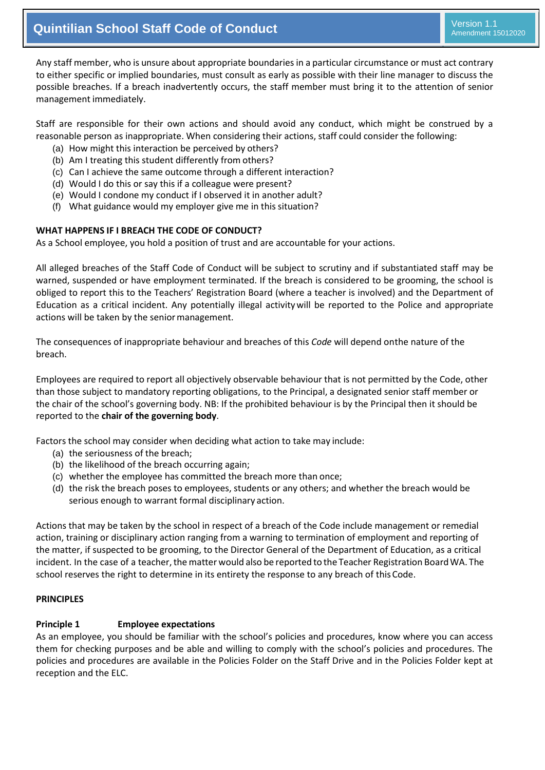Any staff member, who is unsure about appropriate boundaries in a particular circumstance or must act contrary to either specific or implied boundaries, must consult as early as possible with their line manager to discuss the possible breaches. If a breach inadvertently occurs, the staff member must bring it to the attention of senior management immediately.

Staff are responsible for their own actions and should avoid any conduct, which might be construed by a reasonable person as inappropriate. When considering their actions, staff could consider the following:

(a) How might this interaction be perceived by others?
(b) Am I treating this student differently from others?
(c) Can I achieve the same outcome through a different interaction?
(d) Would I do this or say this if a colleague were present?
(e) Would I condone my conduct if I observed it in another adult?
(f) What guidance would my employer give me in this situation?

**WHAT HAPPENS IF I BREACH THE CODE OF CONDUCT?**

As a School employee, you hold a position of trust and are accountable for your actions.

All alleged breaches of the Staff Code of Conduct will be subject to scrutiny and if substantiated staff may be warned, suspended or have employment terminated. If the breach is considered to be grooming, the school is obliged to report this to the Teachers' Registration Board (where a teacher is involved) and the Department of Education as a critical incident. Any potentially illegal activity will be reported to the Police and appropriate actions will be taken by the senior management.

The consequences of inappropriate behaviour and breaches of this *Code* will depend onthe nature of the breach.

Employees are required to report all objectively observable behaviour that is not permitted by the Code, other than those subject to mandatory reporting obligations, to the Principal, a designated senior staff member or the chair of the school's governing body. NB: If the prohibited behaviour is by the Principal then it should be reported to the **chair of the governing body**.

Factors the school may consider when deciding what action to take may include:

(a) the seriousness of the breach;
(b) the likelihood of the breach occurring again;
(c) whether the employee has committed the breach more than once;
(d) the risk the breach poses to employees, students or any others; and whether the breach would be serious enough to warrant formal disciplinary action.

Actions that may be taken by the school in respect of a breach of the Code include management or remedial action, training or disciplinary action ranging from a warning to termination of employment and reporting of the matter, if suspected to be grooming, to the Director General of the Department of Education, as a critical incident. In the case of a teacher, the matter would also be reported to the Teacher Registration Board WA. The school reserves the right to determine in its entirety the response to any breach of this Code.

**PRINCIPLES**

**Principle 1 Employee expectations**

As an employee, you should be familiar with the school's policies and procedures, know where you can access them for checking purposes and be able and willing to comply with the school's policies and procedures. The policies and procedures are available in the Policies Folder on the Staff Drive and in the Policies Folder kept at reception and the ELC.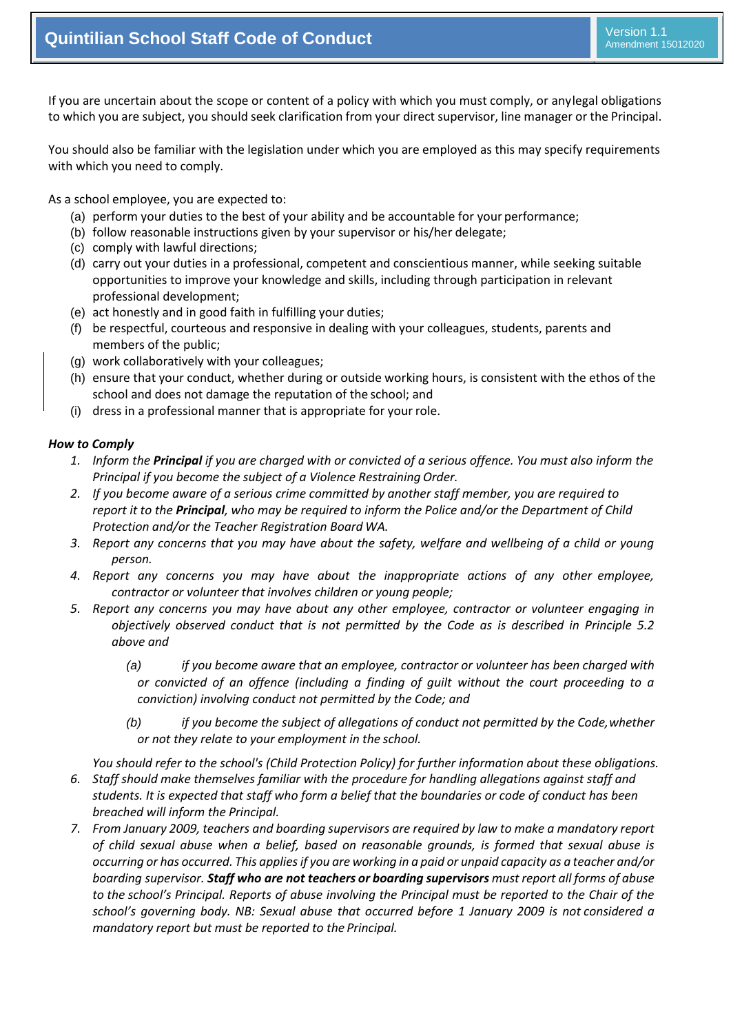If you are uncertain about the scope or content of a policy with which you must comply, or any legal obligations to which you are subject, you should seek clarification from your direct supervisor, line manager or the Principal.

You should also be familiar with the legislation under which you are employed as this may specify requirements with which you need to comply.

As a school employee, you are expected to:

(a) perform your duties to the best of your ability and be accountable for your performance;
(b) follow reasonable instructions given by your supervisor or his/her delegate;
(c) comply with lawful directions;
(d) carry out your duties in a professional, competent and conscientious manner, while seeking suitable opportunities to improve your knowledge and skills, including through participation in relevant professional development;
(e) act honestly and in good faith in fulfilling your duties;
(f) be respectful, courteous and responsive in dealing with your colleagues, students, parents and members of the public;
(g) work collaboratively with your colleagues;
(h) ensure that your conduct, whether during or outside working hours, is consistent with the ethos of the school and does not damage the reputation of the school; and
(i) dress in a professional manner that is appropriate for your role.

***How to Comply***

1. *Inform the **Principal** if you are charged with or convicted of a serious offence. You must also inform the Principal if you become the subject of a Violence Restraining Order.*
2. *If you become aware of a serious crime committed by another staff member, you are required to report it to the **Principal**, who may be required to inform the Police and/or the Department of Child Protection and/or the Teacher Registration Board WA.*
3. *Report any concerns that you may have about the safety, welfare and wellbeing of a child or young person.*
4. *Report any concerns you may have about the inappropriate actions of any other employee, contractor or volunteer that involves children or young people;*
5. *Report any concerns you may have about any other employee, contractor or volunteer engaging in objectively observed conduct that is not permitted by the Code as is described in Principle 5.2 above and*

   *(a) if you become aware that an employee, contractor or volunteer has been charged with or convicted of an offence (including a finding of guilt without the court proceeding to a conviction) involving conduct not permitted by the Code; and*

   *(b) if you become the subject of allegations of conduct not permitted by the Code, whether or not they relate to your employment in the school.*

   *You should refer to the school's (Child Protection Policy) for further information about these obligations.*
6. *Staff should make themselves familiar with the procedure for handling allegations against staff and students. It is expected that staff who form a belief that the boundaries or code of conduct has been breached will inform the Principal.*
7. *From January 2009, teachers and boarding supervisors are required by law to make a mandatory report of child sexual abuse when a belief, based on reasonable grounds, is formed that sexual abuse is occurring or has occurred. This applies if you are working in a paid or unpaid capacity as a teacher and/or boarding supervisor. **Staff who are not teachers or boarding supervisors** must report all forms of abuse to the school's Principal. Reports of abuse involving the Principal must be reported to the Chair of the school's governing body. NB: Sexual abuse that occurred before 1 January 2009 is not considered a mandatory report but must be reported to the Principal.*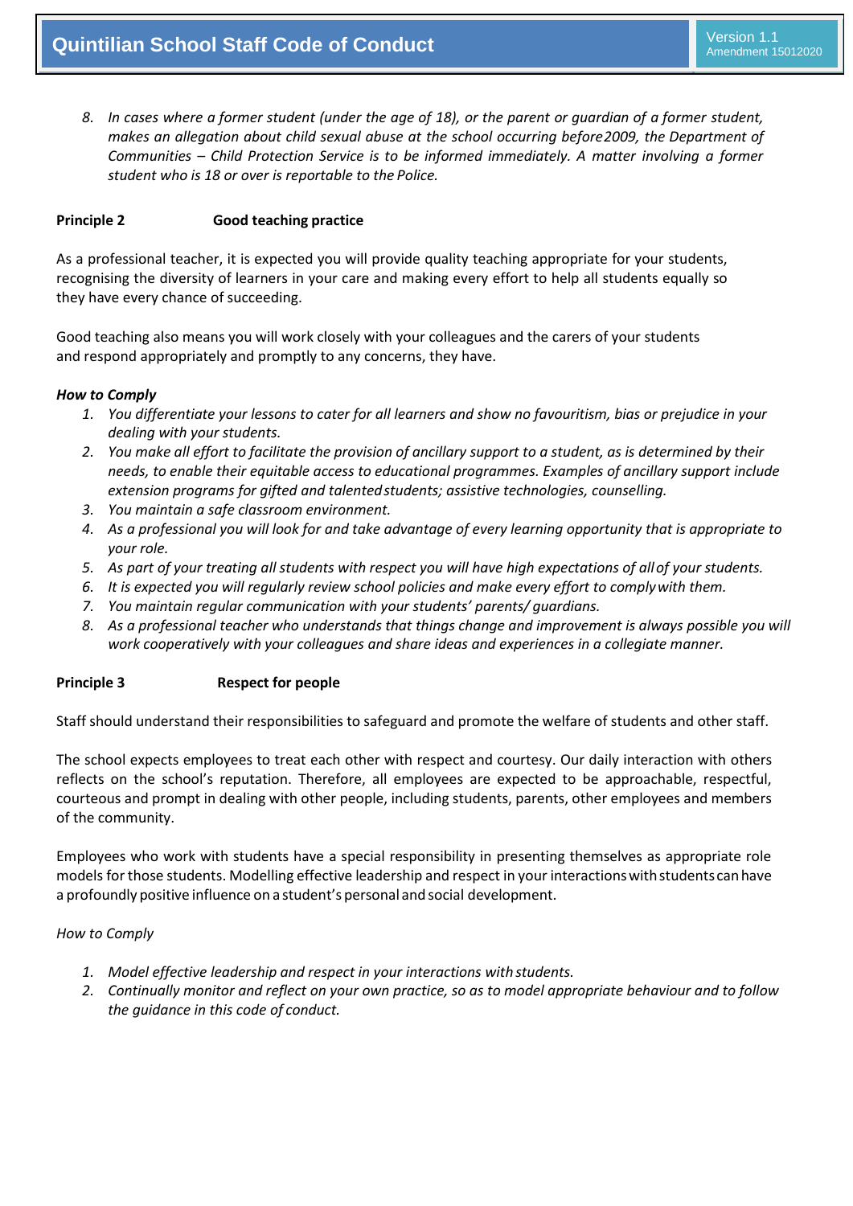8. *In cases where a former student (under the age of 18), or the parent or guardian of a former student, makes an allegation about child sexual abuse at the school occurring before 2009, the Department of Communities – Child Protection Service is to be informed immediately. A matter involving a former student who is 18 or over is reportable to the Police.*

**Principle 2 Good teaching practice**

As a professional teacher, it is expected you will provide quality teaching appropriate for your students, recognising the diversity of learners in your care and making every effort to help all students equally so they have every chance of succeeding.

Good teaching also means you will work closely with your colleagues and the carers of your students and respond appropriately and promptly to any concerns, they have.

***How to Comply***

1. *You differentiate your lessons to cater for all learners and show no favouritism, bias or prejudice in your dealing with your students.*
2. *You make all effort to facilitate the provision of ancillary support to a student, as is determined by their needs, to enable their equitable access to educational programmes. Examples of ancillary support include extension programs for gifted and talented students; assistive technologies, counselling.*
3. *You maintain a safe classroom environment.*
4. *As a professional you will look for and take advantage of every learning opportunity that is appropriate to your role.*
5. *As part of your treating all students with respect you will have high expectations of all of your students.*
6. *It is expected you will regularly review school policies and make every effort to comply with them.*
7. *You maintain regular communication with your students' parents/ guardians.*
8. *As a professional teacher who understands that things change and improvement is always possible you will work cooperatively with your colleagues and share ideas and experiences in a collegiate manner.*

**Principle 3 Respect for people**

Staff should understand their responsibilities to safeguard and promote the welfare of students and other staff.

The school expects employees to treat each other with respect and courtesy. Our daily interaction with others reflects on the school's reputation. Therefore, all employees are expected to be approachable, respectful, courteous and prompt in dealing with other people, including students, parents, other employees and members of the community.

Employees who work with students have a special responsibility in presenting themselves as appropriate role models for those students. Modelling effective leadership and respect in your interactions with students can have a profoundly positive influence on a student's personal and social development.

*How to Comply*

1. *Model effective leadership and respect in your interactions with students.*
2. *Continually monitor and reflect on your own practice, so as to model appropriate behaviour and to follow the guidance in this code of conduct.*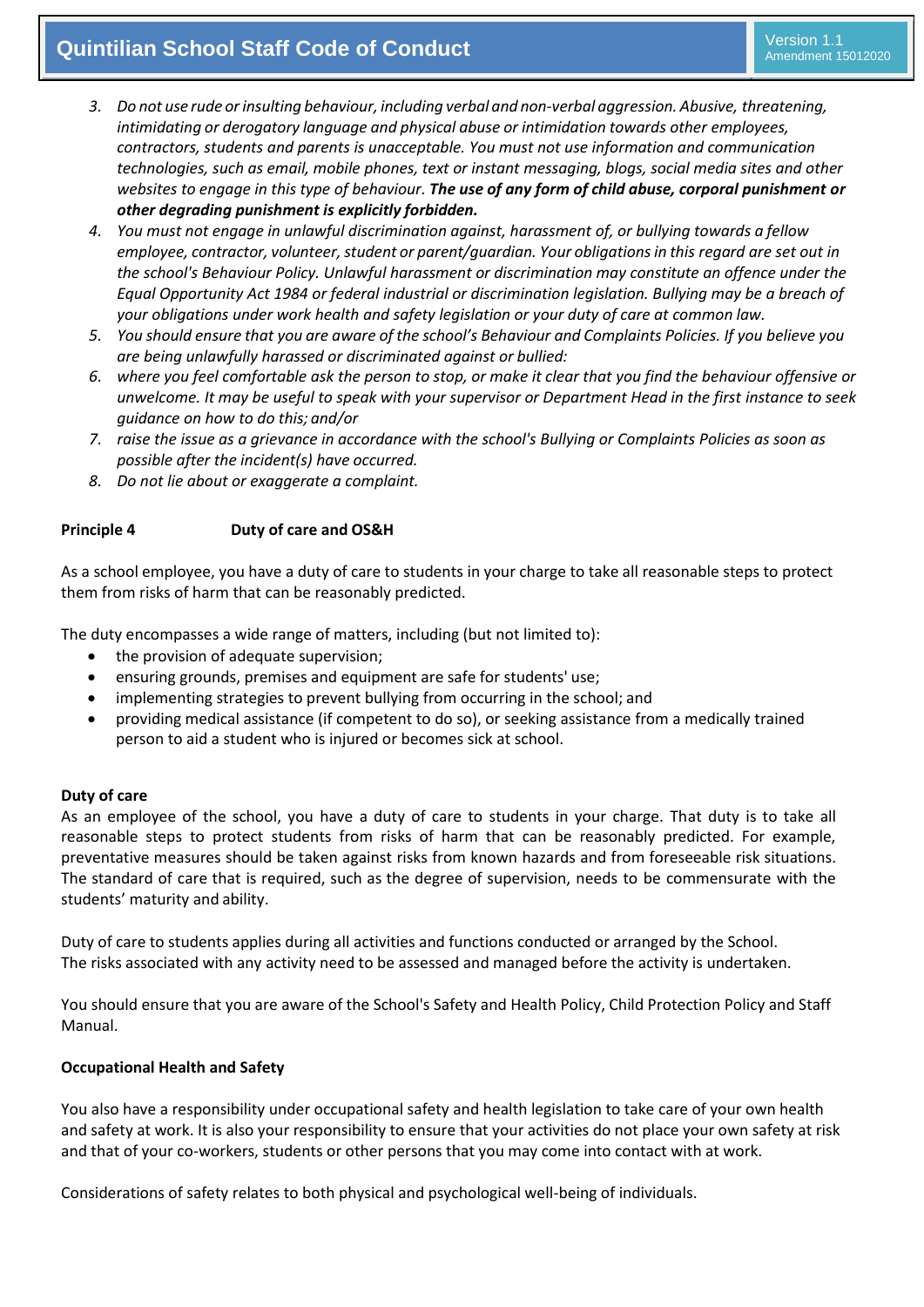3. *Do not use rude or insulting behaviour, including verbal and non-verbal aggression. Abusive, threatening, intimidating or derogatory language and physical abuse or intimidation towards other employees, contractors, students and parents is unacceptable. You must not use information and communication technologies, such as email, mobile phones, text or instant messaging, blogs, social media sites and other websites to engage in this type of behaviour.* ***The use of any form of child abuse, corporal punishment or other degrading punishment is explicitly forbidden.***
4. *You must not engage in unlawful discrimination against, harassment of, or bullying towards a fellow employee, contractor, volunteer, student or parent/guardian. Your obligations in this regard are set out in the school's Behaviour Policy. Unlawful harassment or discrimination may constitute an offence under the Equal Opportunity Act 1984 or federal industrial or discrimination legislation. Bullying may be a breach of your obligations under work health and safety legislation or your duty of care at common law.*
5. *You should ensure that you are aware of the school's Behaviour and Complaints Policies. If you believe you are being unlawfully harassed or discriminated against or bullied:*
6. *where you feel comfortable ask the person to stop, or make it clear that you find the behaviour offensive or unwelcome. It may be useful to speak with your supervisor or Department Head in the first instance to seek guidance on how to do this; and/or*
7. *raise the issue as a grievance in accordance with the school's Bullying or Complaints Policies as soon as possible after the incident(s) have occurred.*
8. *Do not lie about or exaggerate a complaint.*

**Principle 4 Duty of care and OS&H**

As a school employee, you have a duty of care to students in your charge to take all reasonable steps to protect them from risks of harm that can be reasonably predicted.

The duty encompasses a wide range of matters, including (but not limited to):

- the provision of adequate supervision;
- ensuring grounds, premises and equipment are safe for students' use;
- implementing strategies to prevent bullying from occurring in the school; and
- providing medical assistance (if competent to do so), or seeking assistance from a medically trained person to aid a student who is injured or becomes sick at school.

**Duty of care**

As an employee of the school, you have a duty of care to students in your charge. That duty is to take all reasonable steps to protect students from risks of harm that can be reasonably predicted. For example, preventative measures should be taken against risks from known hazards and from foreseeable risk situations. The standard of care that is required, such as the degree of supervision, needs to be commensurate with the students' maturity and ability.

Duty of care to students applies during all activities and functions conducted or arranged by the School. The risks associated with any activity need to be assessed and managed before the activity is undertaken.

You should ensure that you are aware of the School's Safety and Health Policy, Child Protection Policy and Staff Manual.

**Occupational Health and Safety**

You also have a responsibility under occupational safety and health legislation to take care of your own health and safety at work. It is also your responsibility to ensure that your activities do not place your own safety at risk and that of your co-workers, students or other persons that you may come into contact with at work.

Considerations of safety relates to both physical and psychological well-being of individuals.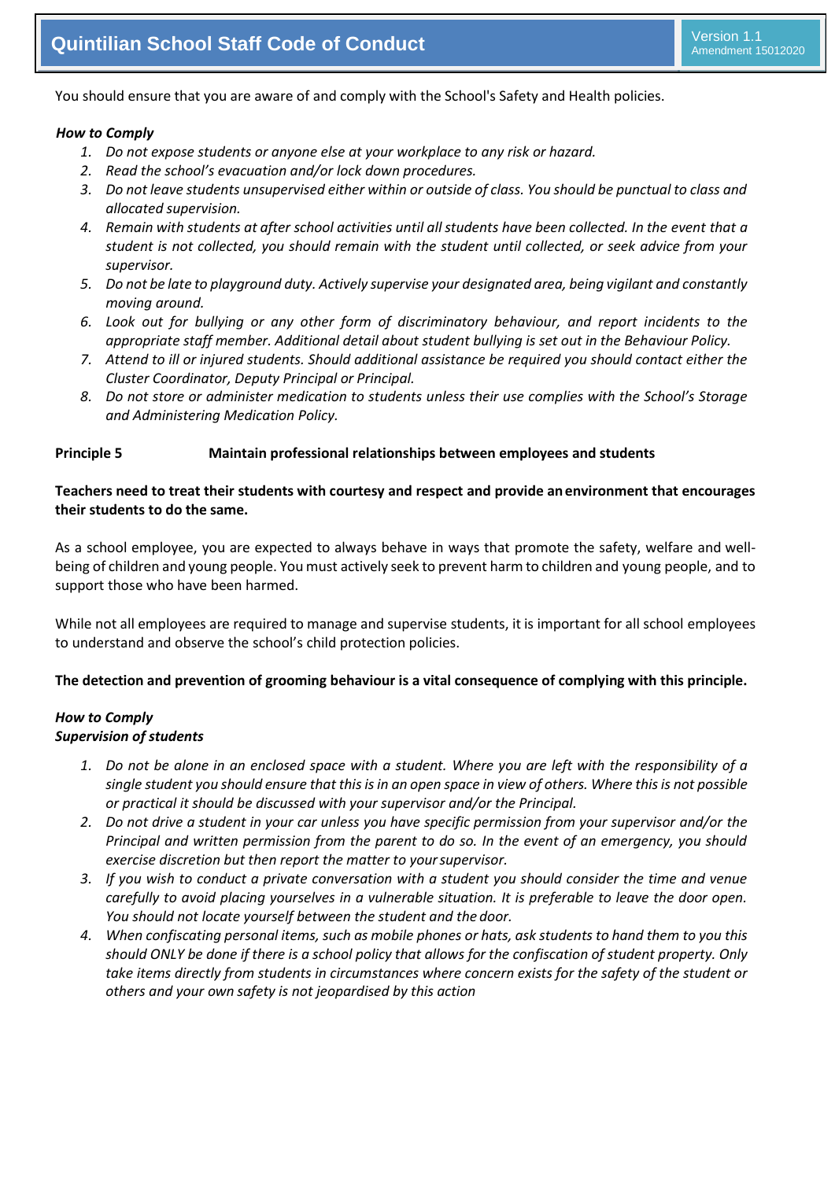You should ensure that you are aware of and comply with the School's Safety and Health policies.

***How to Comply***

1. *Do not expose students or anyone else at your workplace to any risk or hazard.*
2. *Read the school's evacuation and/or lock down procedures.*
3. *Do not leave students unsupervised either within or outside of class. You should be punctual to class and allocated supervision.*
4. *Remain with students at after school activities until all students have been collected. In the event that a student is not collected, you should remain with the student until collected, or seek advice from your supervisor.*
5. *Do not be late to playground duty. Actively supervise your designated area, being vigilant and constantly moving around.*
6. *Look out for bullying or any other form of discriminatory behaviour, and report incidents to the appropriate staff member. Additional detail about student bullying is set out in the Behaviour Policy.*
7. *Attend to ill or injured students. Should additional assistance be required you should contact either the Cluster Coordinator, Deputy Principal or Principal.*
8. *Do not store or administer medication to students unless their use complies with the School's Storage and Administering Medication Policy.*

**Principle 5 Maintain professional relationships between employees and students**

**Teachers need to treat their students with courtesy and respect and provide an environment that encourages their students to do the same.**

As a school employee, you are expected to always behave in ways that promote the safety, welfare and well-being of children and young people. You must actively seek to prevent harm to children and young people, and to support those who have been harmed.

While not all employees are required to manage and supervise students, it is important for all school employees to understand and observe the school's child protection policies.

**The detection and prevention of grooming behaviour is a vital consequence of complying with this principle.**

***How to Comply***
***Supervision of students***

1. *Do not be alone in an enclosed space with a student. Where you are left with the responsibility of a single student you should ensure that this is in an open space in view of others. Where this is not possible or practical it should be discussed with your supervisor and/or the Principal.*
2. *Do not drive a student in your car unless you have specific permission from your supervisor and/or the Principal and written permission from the parent to do so. In the event of an emergency, you should exercise discretion but then report the matter to your supervisor.*
3. *If you wish to conduct a private conversation with a student you should consider the time and venue carefully to avoid placing yourselves in a vulnerable situation. It is preferable to leave the door open. You should not locate yourself between the student and the door.*
4. *When confiscating personal items, such as mobile phones or hats, ask students to hand them to you this should ONLY be done if there is a school policy that allows for the confiscation of student property. Only take items directly from students in circumstances where concern exists for the safety of the student or others and your own safety is not jeopardised by this action*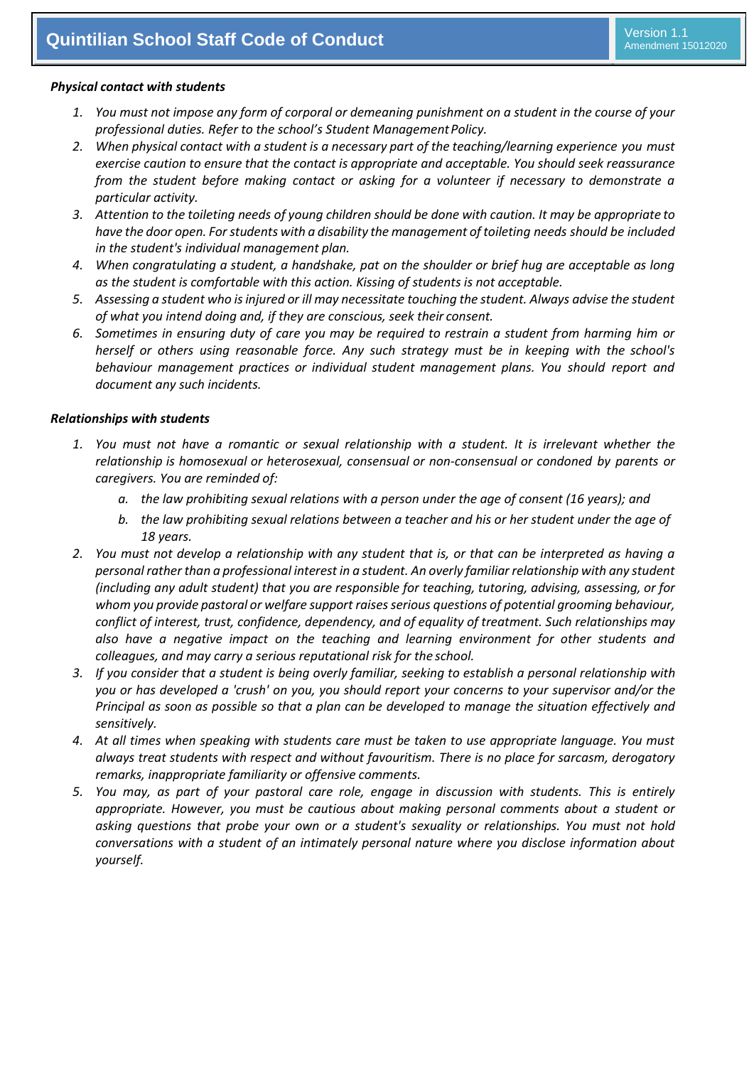***Physical contact with students***

1. *You must not impose any form of corporal or demeaning punishment on a student in the course of your professional duties. Refer to the school's Student Management Policy.*
2. *When physical contact with a student is a necessary part of the teaching/learning experience you must exercise caution to ensure that the contact is appropriate and acceptable. You should seek reassurance from the student before making contact or asking for a volunteer if necessary to demonstrate a particular activity.*
3. *Attention to the toileting needs of young children should be done with caution. It may be appropriate to have the door open. For students with a disability the management of toileting needs should be included in the student's individual management plan.*
4. *When congratulating a student, a handshake, pat on the shoulder or brief hug are acceptable as long as the student is comfortable with this action. Kissing of students is not acceptable.*
5. *Assessing a student who is injured or ill may necessitate touching the student. Always advise the student of what you intend doing and, if they are conscious, seek their consent.*
6. *Sometimes in ensuring duty of care you may be required to restrain a student from harming him or herself or others using reasonable force. Any such strategy must be in keeping with the school's behaviour management practices or individual student management plans. You should report and document any such incidents.*

***Relationships with students***

1. *You must not have a romantic or sexual relationship with a student. It is irrelevant whether the relationship is homosexual or heterosexual, consensual or non-consensual or condoned by parents or caregivers. You are reminded of:*
   a. *the law prohibiting sexual relations with a person under the age of consent (16 years); and*
   b. *the law prohibiting sexual relations between a teacher and his or her student under the age of 18 years.*
2. *You must not develop a relationship with any student that is, or that can be interpreted as having a personal rather than a professional interest in a student. An overly familiar relationship with any student (including any adult student) that you are responsible for teaching, tutoring, advising, assessing, or for whom you provide pastoral or welfare support raises serious questions of potential grooming behaviour, conflict of interest, trust, confidence, dependency, and of equality of treatment. Such relationships may also have a negative impact on the teaching and learning environment for other students and colleagues, and may carry a serious reputational risk for the school.*
3. *If you consider that a student is being overly familiar, seeking to establish a personal relationship with you or has developed a 'crush' on you, you should report your concerns to your supervisor and/or the Principal as soon as possible so that a plan can be developed to manage the situation effectively and sensitively.*
4. *At all times when speaking with students care must be taken to use appropriate language. You must always treat students with respect and without favouritism. There is no place for sarcasm, derogatory remarks, inappropriate familiarity or offensive comments.*
5. *You may, as part of your pastoral care role, engage in discussion with students. This is entirely appropriate. However, you must be cautious about making personal comments about a student or asking questions that probe your own or a student's sexuality or relationships. You must not hold conversations with a student of an intimately personal nature where you disclose information about yourself.*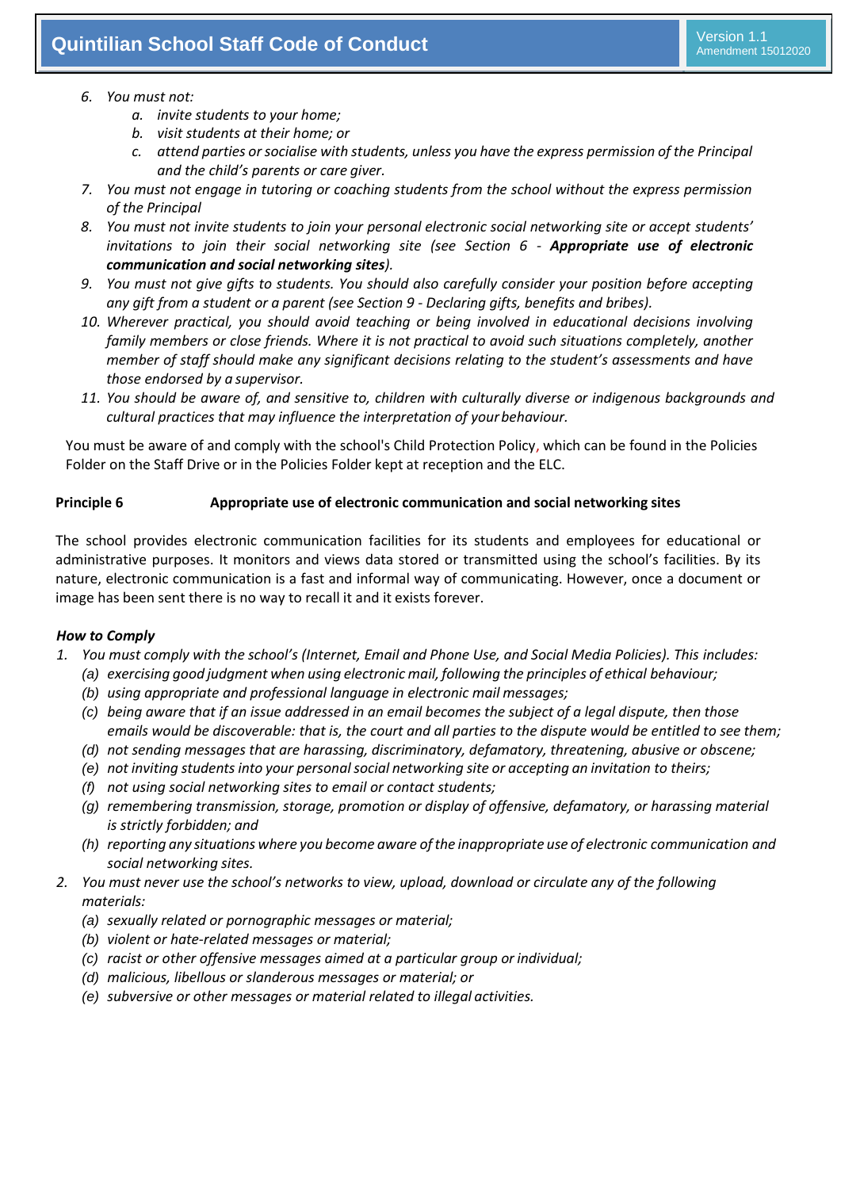6. *You must not:*
    a. *invite students to your home;*
    b. *visit students at their home; or*
    c. *attend parties or socialise with students, unless you have the express permission of the Principal and the child's parents or care giver.*
7. *You must not engage in tutoring or coaching students from the school without the express permission of the Principal*
8. *You must not invite students to join your personal electronic social networking site or accept students' invitations to join their social networking site (see Section 6 - **Appropriate use of electronic communication and social networking sites**).*
9. *You must not give gifts to students. You should also carefully consider your position before accepting any gift from a student or a parent (see Section 9 - Declaring gifts, benefits and bribes).*
10. *Wherever practical, you should avoid teaching or being involved in educational decisions involving family members or close friends. Where it is not practical to avoid such situations completely, another member of staff should make any significant decisions relating to the student's assessments and have those endorsed by a supervisor.*
11. *You should be aware of, and sensitive to, children with culturally diverse or indigenous backgrounds and cultural practices that may influence the interpretation of your behaviour.*

You must be aware of and comply with the school's Child Protection Policy, which can be found in the Policies Folder on the Staff Drive or in the Policies Folder kept at reception and the ELC.

## Principle 6 Appropriate use of electronic communication and social networking sites

The school provides electronic communication facilities for its students and employees for educational or administrative purposes. It monitors and views data stored or transmitted using the school's facilities. By its nature, electronic communication is a fast and informal way of communicating. However, once a document or image has been sent there is no way to recall it and it exists forever.

***How to Comply***

1. *You must comply with the school's (Internet, Email and Phone Use, and Social Media Policies). This includes:*
    (a) *exercising good judgment when using electronic mail, following the principles of ethical behaviour;*
    (b) *using appropriate and professional language in electronic mail messages;*
    (c) *being aware that if an issue addressed in an email becomes the subject of a legal dispute, then those emails would be discoverable: that is, the court and all parties to the dispute would be entitled to see them;*
    (d) *not sending messages that are harassing, discriminatory, defamatory, threatening, abusive or obscene;*
    (e) *not inviting students into your personal social networking site or accepting an invitation to theirs;*
    (f) *not using social networking sites to email or contact students;*
    (g) *remembering transmission, storage, promotion or display of offensive, defamatory, or harassing material is strictly forbidden; and*
    (h) *reporting any situations where you become aware of the inappropriate use of electronic communication and social networking sites.*
2. *You must never use the school's networks to view, upload, download or circulate any of the following materials:*
    (a) *sexually related or pornographic messages or material;*
    (b) *violent or hate-related messages or material;*
    (c) *racist or other offensive messages aimed at a particular group or individual;*
    (d) *malicious, libellous or slanderous messages or material; or*
    (e) *subversive or other messages or material related to illegal activities.*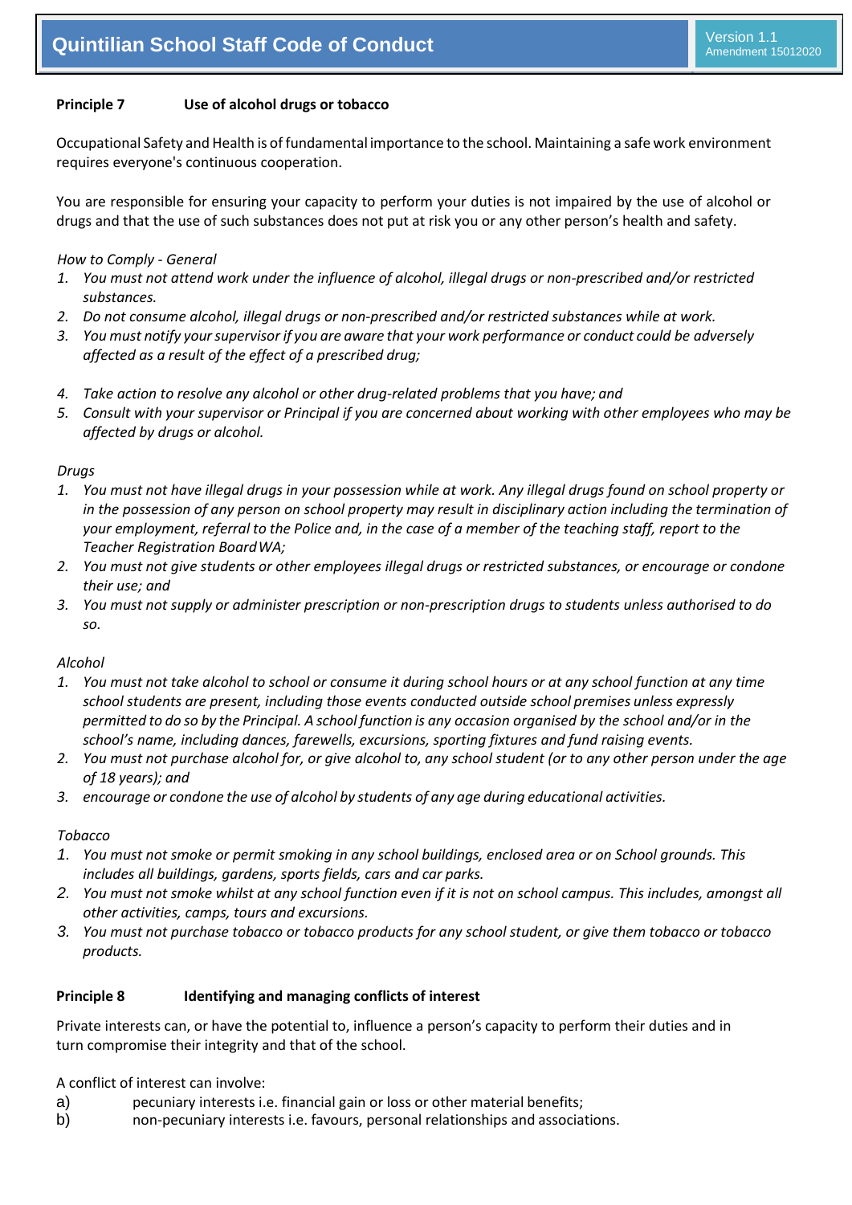**Principle 7 Use of alcohol drugs or tobacco**

Occupational Safety and Health is of fundamental importance to the school. Maintaining a safe work environment requires everyone's continuous cooperation.

You are responsible for ensuring your capacity to perform your duties is not impaired by the use of alcohol or drugs and that the use of such substances does not put at risk you or any other person's health and safety.

*How to Comply - General*

1. *You must not attend work under the influence of alcohol, illegal drugs or non-prescribed and/or restricted substances.*
2. *Do not consume alcohol, illegal drugs or non-prescribed and/or restricted substances while at work.*
3. *You must notify your supervisor if you are aware that your work performance or conduct could be adversely affected as a result of the effect of a prescribed drug;*
4. *Take action to resolve any alcohol or other drug-related problems that you have; and*
5. *Consult with your supervisor or Principal if you are concerned about working with other employees who may be affected by drugs or alcohol.*

*Drugs*

1. *You must not have illegal drugs in your possession while at work. Any illegal drugs found on school property or in the possession of any person on school property may result in disciplinary action including the termination of your employment, referral to the Police and, in the case of a member of the teaching staff, report to the Teacher Registration Board WA;*
2. *You must not give students or other employees illegal drugs or restricted substances, or encourage or condone their use; and*
3. *You must not supply or administer prescription or non-prescription drugs to students unless authorised to do so.*

*Alcohol*

1. *You must not take alcohol to school or consume it during school hours or at any school function at any time school students are present, including those events conducted outside school premises unless expressly permitted to do so by the Principal. A school function is any occasion organised by the school and/or in the school's name, including dances, farewells, excursions, sporting fixtures and fund raising events.*
2. *You must not purchase alcohol for, or give alcohol to, any school student (or to any other person under the age of 18 years); and*
3. *encourage or condone the use of alcohol by students of any age during educational activities.*

*Tobacco*

1. *You must not smoke or permit smoking in any school buildings, enclosed area or on School grounds. This includes all buildings, gardens, sports fields, cars and car parks.*
2. *You must not smoke whilst at any school function even if it is not on school campus. This includes, amongst all other activities, camps, tours and excursions.*
3. *You must not purchase tobacco or tobacco products for any school student, or give them tobacco or tobacco products.*

**Principle 8 Identifying and managing conflicts of interest**

Private interests can, or have the potential to, influence a person's capacity to perform their duties and in turn compromise their integrity and that of the school.

A conflict of interest can involve:

a) pecuniary interests i.e. financial gain or loss or other material benefits;
b) non-pecuniary interests i.e. favours, personal relationships and associations.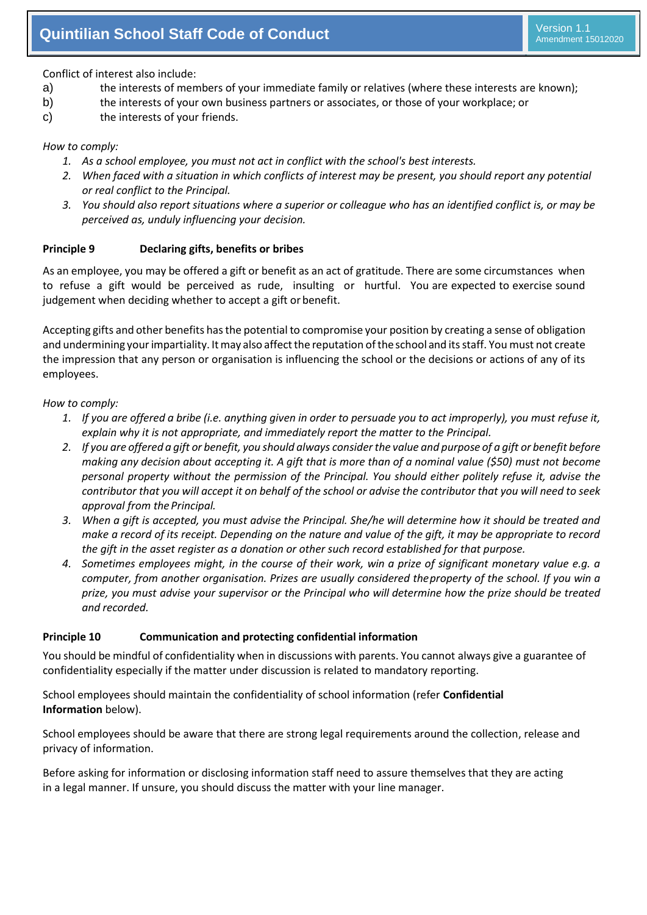Conflict of interest also include:

a) the interests of members of your immediate family or relatives (where these interests are known);
b) the interests of your own business partners or associates, or those of your workplace; or
c) the interests of your friends.

*How to comply:*

1. *As a school employee, you must not act in conflict with the school's best interests.*
2. *When faced with a situation in which conflicts of interest may be present, you should report any potential or real conflict to the Principal.*
3. *You should also report situations where a superior or colleague who has an identified conflict is, or may be perceived as, unduly influencing your decision.*

**Principle 9 Declaring gifts, benefits or bribes**

As an employee, you may be offered a gift or benefit as an act of gratitude. There are some circumstances when to refuse a gift would be perceived as rude, insulting or hurtful. You are expected to exercise sound judgement when deciding whether to accept a gift or benefit.

Accepting gifts and other benefits has the potential to compromise your position by creating a sense of obligation and undermining your impartiality. It may also affect the reputation of the school and its staff. You must not create the impression that any person or organisation is influencing the school or the decisions or actions of any of its employees.

*How to comply:*

1. *If you are offered a bribe (i.e. anything given in order to persuade you to act improperly), you must refuse it, explain why it is not appropriate, and immediately report the matter to the Principal.*
2. *If you are offered a gift or benefit, you should always consider the value and purpose of a gift or benefit before making any decision about accepting it. A gift that is more than of a nominal value ($50) must not become personal property without the permission of the Principal. You should either politely refuse it, advise the contributor that you will accept it on behalf of the school or advise the contributor that you will need to seek approval from the Principal.*
3. *When a gift is accepted, you must advise the Principal. She/he will determine how it should be treated and make a record of its receipt. Depending on the nature and value of the gift, it may be appropriate to record the gift in the asset register as a donation or other such record established for that purpose.*
4. *Sometimes employees might, in the course of their work, win a prize of significant monetary value e.g. a computer, from another organisation. Prizes are usually considered the property of the school. If you win a prize, you must advise your supervisor or the Principal who will determine how the prize should be treated and recorded.*

**Principle 10 Communication and protecting confidential information**

You should be mindful of confidentiality when in discussions with parents. You cannot always give a guarantee of confidentiality especially if the matter under discussion is related to mandatory reporting.

School employees should maintain the confidentiality of school information (refer **Confidential Information** below).

School employees should be aware that there are strong legal requirements around the collection, release and privacy of information.

Before asking for information or disclosing information staff need to assure themselves that they are acting in a legal manner. If unsure, you should discuss the matter with your line manager.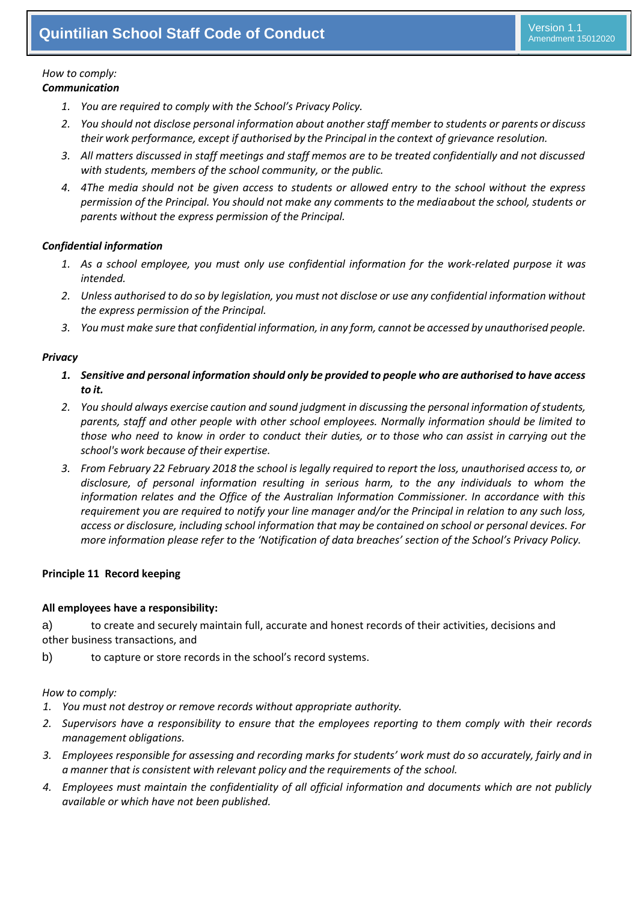*How to comply:*
***Communication***

1. *You are required to comply with the School's Privacy Policy.*
2. *You should not disclose personal information about another staff member to students or parents or discuss their work performance, except if authorised by the Principal in the context of grievance resolution.*
3. *All matters discussed in staff meetings and staff memos are to be treated confidentially and not discussed with students, members of the school community, or the public.*
4. *4The media should not be given access to students or allowed entry to the school without the express permission of the Principal. You should not make any comments to the mediaabout the school, students or parents without the express permission of the Principal.*

***Confidential information***

1. *As a school employee, you must only use confidential information for the work-related purpose it was intended.*
2. *Unless authorised to do so by legislation, you must not disclose or use any confidential information without the express permission of the Principal.*
3. *You must make sure that confidential information, in any form, cannot be accessed by unauthorised people.*

***Privacy***

1. ***Sensitive and personal information should only be provided to people who are authorised to have access to it.***
2. *You should always exercise caution and sound judgment in discussing the personal information of students, parents, staff and other people with other school employees. Normally information should be limited to those who need to know in order to conduct their duties, or to those who can assist in carrying out the school's work because of their expertise.*
3. *From February 22 February 2018 the school is legally required to report the loss, unauthorised access to, or disclosure, of personal information resulting in serious harm, to the any individuals to whom the information relates and the Office of the Australian Information Commissioner. In accordance with this requirement you are required to notify your line manager and/or the Principal in relation to any such loss, access or disclosure, including school information that may be contained on school or personal devices. For more information please refer to the 'Notification of data breaches' section of the School's Privacy Policy.*

**Principle 11 Record keeping**

**All employees have a responsibility:**

a) to create and securely maintain full, accurate and honest records of their activities, decisions and other business transactions, and

b) to capture or store records in the school's record systems.

*How to comply:*

1. *You must not destroy or remove records without appropriate authority.*
2. *Supervisors have a responsibility to ensure that the employees reporting to them comply with their records management obligations.*
3. *Employees responsible for assessing and recording marks for students' work must do so accurately, fairly and in a manner that is consistent with relevant policy and the requirements of the school.*
4. *Employees must maintain the confidentiality of all official information and documents which are not publicly available or which have not been published.*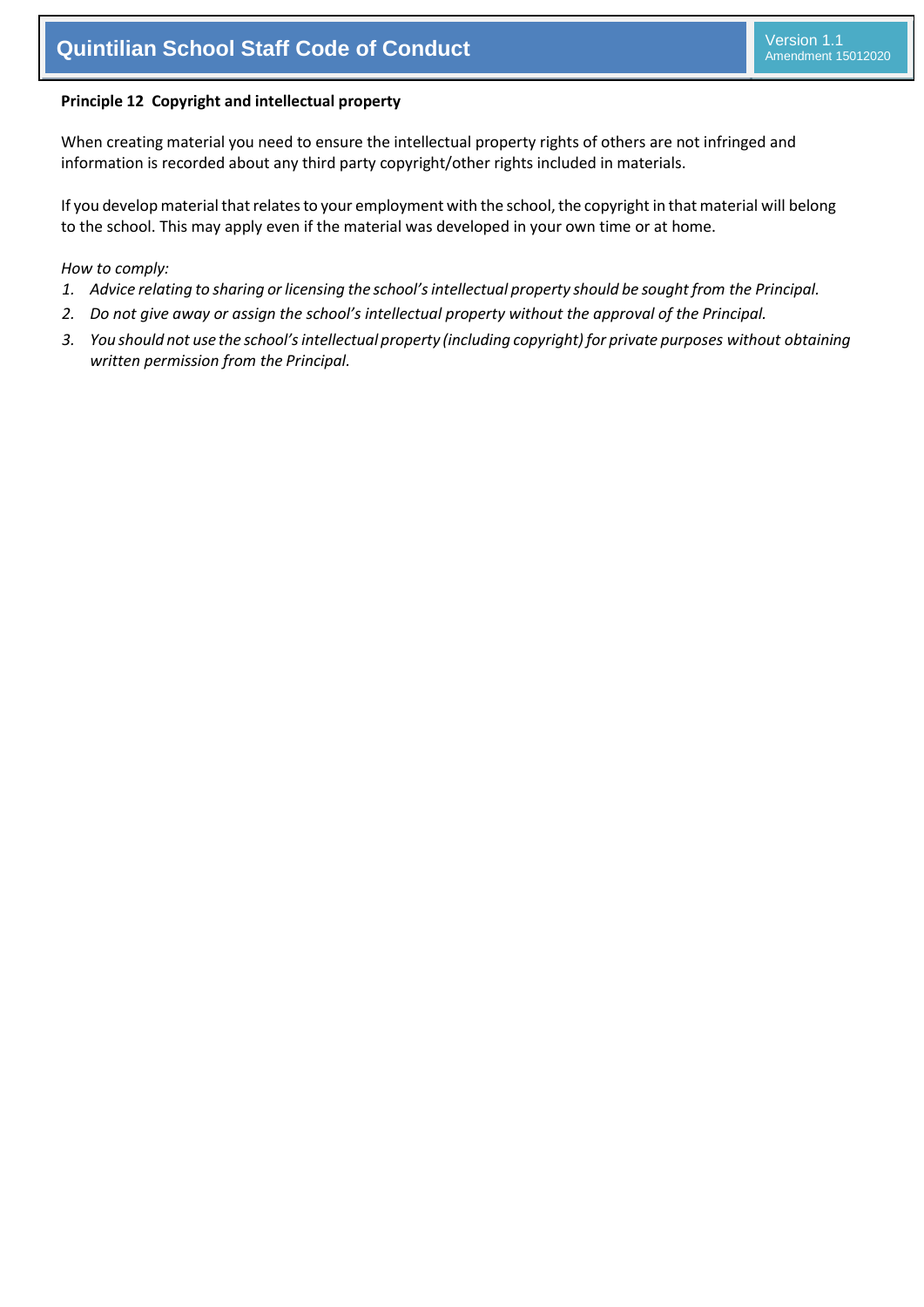**Principle 12 Copyright and intellectual property**

When creating material you need to ensure the intellectual property rights of others are not infringed and information is recorded about any third party copyright/other rights included in materials.

If you develop material that relates to your employment with the school, the copyright in that material will belong to the school. This may apply even if the material was developed in your own time or at home.

*How to comply:*

1. *Advice relating to sharing or licensing the school's intellectual property should be sought from the Principal.*
2. *Do not give away or assign the school's intellectual property without the approval of the Principal.*
3. *You should not use the school's intellectual property (including copyright) for private purposes without obtaining written permission from the Principal.*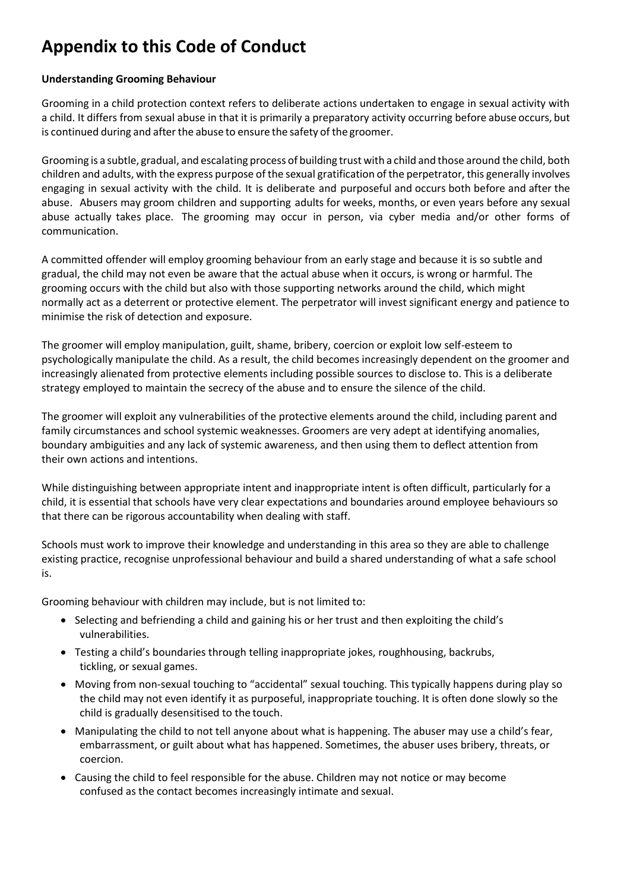# Appendix to this Code of Conduct

**Understanding Grooming Behaviour**

Grooming in a child protection context refers to deliberate actions undertaken to engage in sexual activity with a child. It differs from sexual abuse in that it is primarily a preparatory activity occurring before abuse occurs, but is continued during and after the abuse to ensure the safety of the groomer.

Grooming is a subtle, gradual, and escalating process of building trust with a child and those around the child, both children and adults, with the express purpose of the sexual gratification of the perpetrator, this generally involves engaging in sexual activity with the child. It is deliberate and purposeful and occurs both before and after the abuse. Abusers may groom children and supporting adults for weeks, months, or even years before any sexual abuse actually takes place. The grooming may occur in person, via cyber media and/or other forms of communication.

A committed offender will employ grooming behaviour from an early stage and because it is so subtle and gradual, the child may not even be aware that the actual abuse when it occurs, is wrong or harmful. The grooming occurs with the child but also with those supporting networks around the child, which might normally act as a deterrent or protective element. The perpetrator will invest significant energy and patience to minimise the risk of detection and exposure.

The groomer will employ manipulation, guilt, shame, bribery, coercion or exploit low self-esteem to psychologically manipulate the child. As a result, the child becomes increasingly dependent on the groomer and increasingly alienated from protective elements including possible sources to disclose to. This is a deliberate strategy employed to maintain the secrecy of the abuse and to ensure the silence of the child.

The groomer will exploit any vulnerabilities of the protective elements around the child, including parent and family circumstances and school systemic weaknesses. Groomers are very adept at identifying anomalies, boundary ambiguities and any lack of systemic awareness, and then using them to deflect attention from their own actions and intentions.

While distinguishing between appropriate intent and inappropriate intent is often difficult, particularly for a child, it is essential that schools have very clear expectations and boundaries around employee behaviours so that there can be rigorous accountability when dealing with staff.

Schools must work to improve their knowledge and understanding in this area so they are able to challenge existing practice, recognise unprofessional behaviour and build a shared understanding of what a safe school is.

Grooming behaviour with children may include, but is not limited to:

- Selecting and befriending a child and gaining his or her trust and then exploiting the child's vulnerabilities.
- Testing a child's boundaries through telling inappropriate jokes, roughhousing, backrubs, tickling, or sexual games.
- Moving from non-sexual touching to "accidental" sexual touching. This typically happens during play so the child may not even identify it as purposeful, inappropriate touching. It is often done slowly so the child is gradually desensitised to the touch.
- Manipulating the child to not tell anyone about what is happening. The abuser may use a child's fear, embarrassment, or guilt about what has happened. Sometimes, the abuser uses bribery, threats, or coercion.
- Causing the child to feel responsible for the abuse. Children may not notice or may become confused as the contact becomes increasingly intimate and sexual.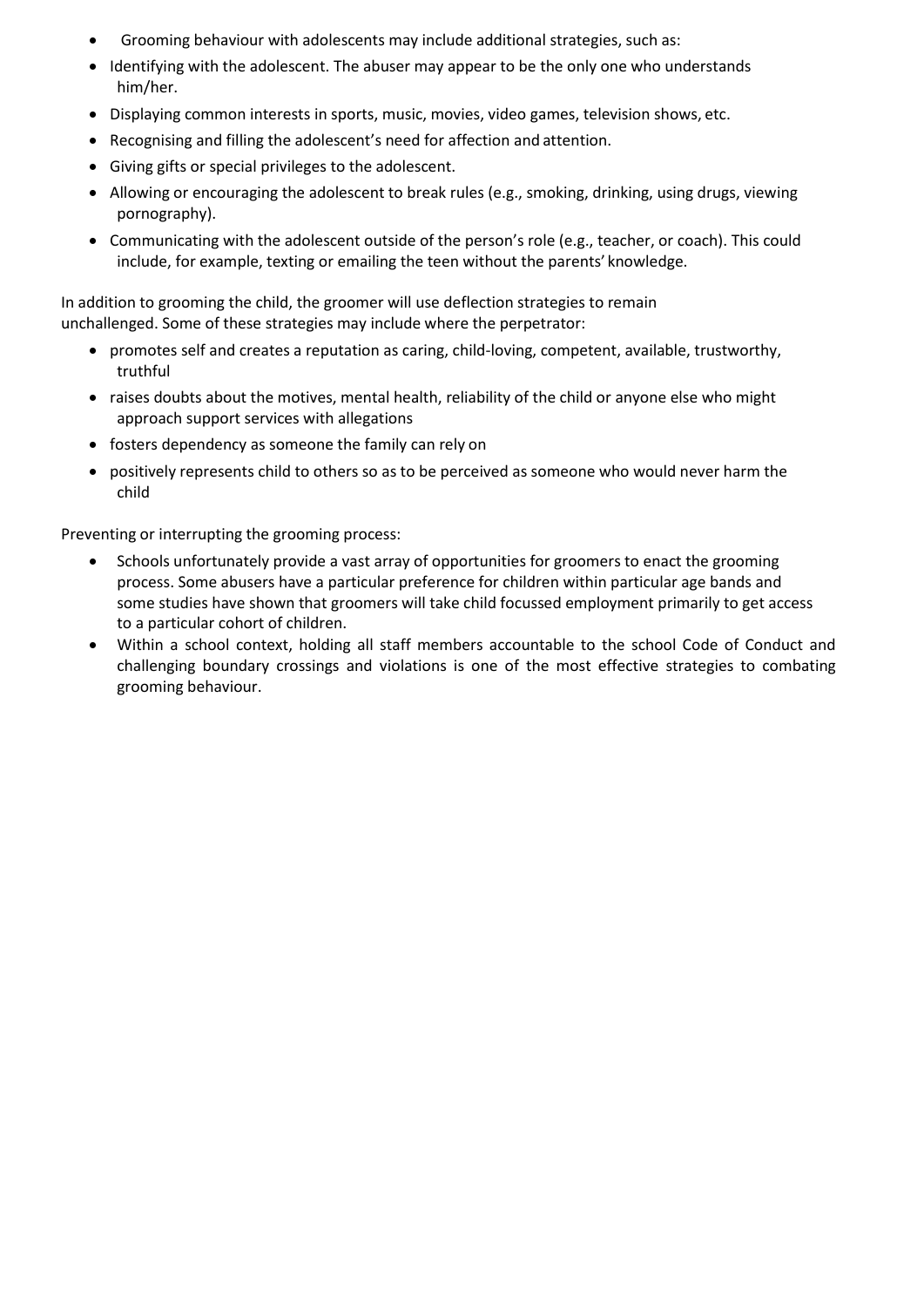- Grooming behaviour with adolescents may include additional strategies, such as:
- Identifying with the adolescent. The abuser may appear to be the only one who understands him/her.
- Displaying common interests in sports, music, movies, video games, television shows, etc.
- Recognising and filling the adolescent's need for affection and attention.
- Giving gifts or special privileges to the adolescent.
- Allowing or encouraging the adolescent to break rules (e.g., smoking, drinking, using drugs, viewing pornography).
- Communicating with the adolescent outside of the person's role (e.g., teacher, or coach). This could include, for example, texting or emailing the teen without the parents' knowledge.

In addition to grooming the child, the groomer will use deflection strategies to remain unchallenged. Some of these strategies may include where the perpetrator:

- promotes self and creates a reputation as caring, child-loving, competent, available, trustworthy, truthful
- raises doubts about the motives, mental health, reliability of the child or anyone else who might approach support services with allegations
- fosters dependency as someone the family can rely on
- positively represents child to others so as to be perceived as someone who would never harm the child

Preventing or interrupting the grooming process:

- Schools unfortunately provide a vast array of opportunities for groomers to enact the grooming process. Some abusers have a particular preference for children within particular age bands and some studies have shown that groomers will take child focussed employment primarily to get access to a particular cohort of children.
- Within a school context, holding all staff members accountable to the school Code of Conduct and challenging boundary crossings and violations is one of the most effective strategies to combating grooming behaviour.